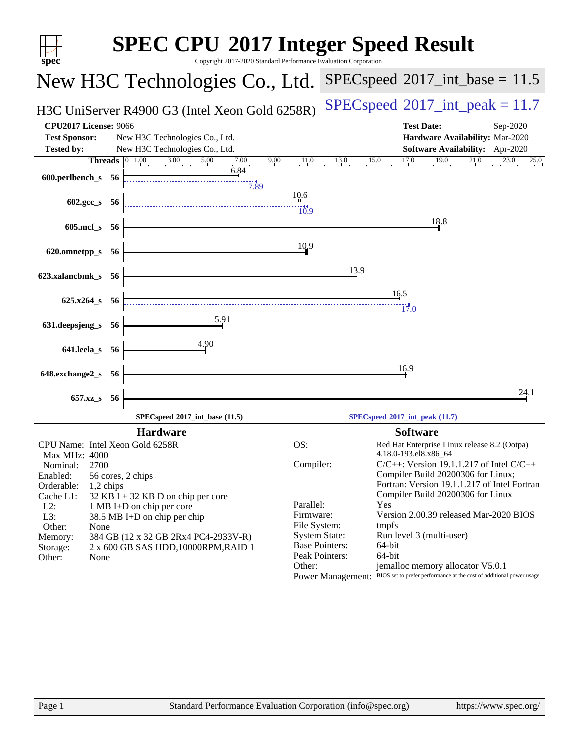# SPEC CPU 2017 Integer Speed Result

Copyright 2017-2020 Standard Performance Evaluation Corporation

## New H3C Technologies Co., Ltd.

H3C UniServer R4900 G3 (Intel Xeon Gold 6258R)

SPECspeed 2017_int_base = 11.5

SPECspeed 2017_int_peak = 11.7

| | | | |
|---|---|---|---|
| **CPU2017 License:** 9066 | | **Test Date:** | Sep-2020 |
| **Test Sponsor:** | New H3C Technologies Co., Ltd. | **Hardware Availability:** | Mar-2020 |
| **Tested by:** | New H3C Technologies Co., Ltd. | **Software Availability:** | Apr-2020 |

| Benchmark | Threads | Base | Peak |
|---|---|---|---|
| 600.perlbench_s | 56 | 6.84 | 7.89 |
| 602.gcc_s | 56 | 10.6 | 10.9 |
| 605.mcf_s | 56 | 18.8 | |
| 620.omnetpp_s | 56 | 10.9 | |
| 623.xalancbmk_s | 56 | 13.9 | |
| 625.x264_s | 56 | 16.5 | 17.0 |
| 631.deepsjeng_s | 56 | 5.91 | |
| 641.leela_s | 56 | 4.90 | |
| 648.exchange2_s | 56 | 16.9 | |
| 657.xz_s | 56 | 24.1 | |

SPECspeed 2017_int_base (11.5) — SPECspeed 2017_int_peak (11.7)

### Hardware

| | |
|---|---|
| CPU Name: | Intel Xeon Gold 6258R |
| Max MHz: | 4000 |
| Nominal: | 2700 |
| Enabled: | 56 cores, 2 chips |
| Orderable: | 1,2 chips |
| Cache L1: | 32 KB I + 32 KB D on chip per core |
| L2: | 1 MB I+D on chip per core |
| L3: | 38.5 MB I+D on chip per chip |
| Other: | None |
| Memory: | 384 GB (12 x 32 GB 2Rx4 PC4-2933V-R) |
| Storage: | 2 x 600 GB SAS HDD,10000RPM,RAID 1 |
| Other: | None |

### Software

| | |
|---|---|
| OS: | Red Hat Enterprise Linux release 8.2 (Ootpa) 4.18.0-193.el8.x86_64 |
| Compiler: | C/C++: Version 19.1.1.217 of Intel C/C++ Compiler Build 20200306 for Linux; Fortran: Version 19.1.1.217 of Intel Fortran Compiler Build 20200306 for Linux |
| Parallel: | Yes |
| Firmware: | Version 2.00.39 released Mar-2020 BIOS |
| File System: | tmpfs |
| System State: | Run level 3 (multi-user) |
| Base Pointers: | 64-bit |
| Peak Pointers: | 64-bit |
| Other: | jemalloc memory allocator V5.0.1 |
| Power Management: | BIOS set to prefer performance at the cost of additional power usage |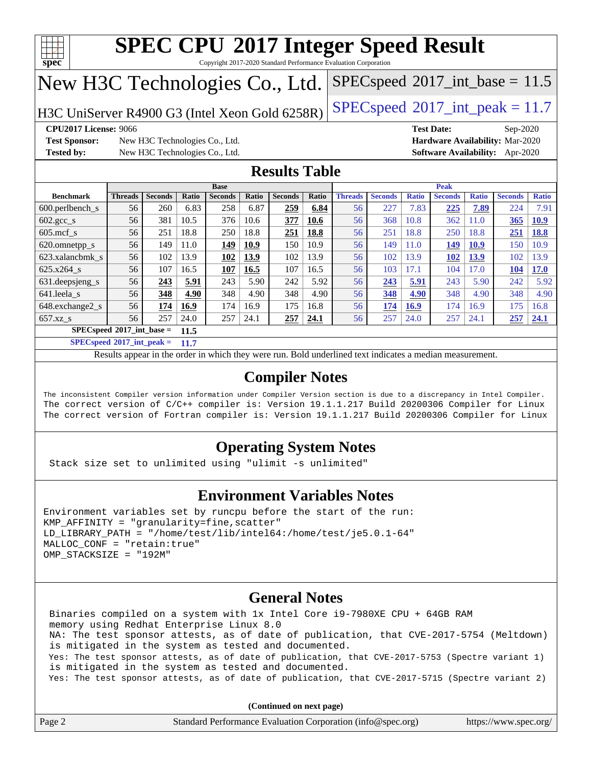# SPEC CPU 2017 Integer Speed Result

Copyright 2017-2020 Standard Performance Evaluation Corporation

## New H3C Technologies Co., Ltd.

H3C UniServer R4900 G3 (Intel Xeon Gold 6258R)

SPECspeed 2017_int_base = 11.5

SPECspeed 2017_int_peak = 11.7

**CPU2017 License:** 9066
**Test Sponsor:** New H3C Technologies Co., Ltd.
**Tested by:** New H3C Technologies Co., Ltd.
**Test Date:** Sep-2020
**Hardware Availability:** Mar-2020
**Software Availability:** Apr-2020

## Results Table

| | Base | | | | | | | Peak | | | | | | |
|---|---|---|---|---|---|---|---|---|---|---|---|---|---|---|
| **Benchmark** | **Threads** | **Seconds** | **Ratio** | **Seconds** | **Ratio** | **Seconds** | **Ratio** | **Threads** | **Seconds** | **Ratio** | **Seconds** | **Ratio** | **Seconds** | **Ratio** |
| 600.perlbench_s | 56 | 260 | 6.83 | 258 | 6.87 | **259** | **6.84** | 56 | 227 | 7.83 | **225** | **7.89** | 224 | 7.91 |
| 602.gcc_s | 56 | 381 | 10.5 | 376 | 10.6 | **377** | **10.6** | 56 | 368 | 10.8 | 362 | 11.0 | **365** | **10.9** |
| 605.mcf_s | 56 | 251 | 18.8 | 250 | 18.8 | **251** | **18.8** | 56 | 251 | 18.8 | 250 | 18.8 | **251** | **18.8** |
| 620.omnetpp_s | 56 | 149 | 11.0 | **149** | **10.9** | 150 | 10.9 | 56 | 149 | 11.0 | **149** | **10.9** | 150 | 10.9 |
| 623.xalancbmk_s | 56 | 102 | 13.9 | **102** | **13.9** | 102 | 13.9 | 56 | 102 | 13.9 | **102** | **13.9** | 102 | 13.9 |
| 625.x264_s | 56 | 107 | 16.5 | **107** | **16.5** | 107 | 16.5 | 56 | 103 | 17.1 | 104 | 17.0 | **104** | **17.0** |
| 631.deepsjeng_s | 56 | **243** | **5.91** | 243 | 5.90 | 242 | 5.92 | 56 | **243** | **5.91** | 243 | 5.90 | 242 | 5.92 |
| 641.leela_s | 56 | **348** | **4.90** | 348 | 4.90 | 348 | 4.90 | 56 | **348** | **4.90** | 348 | 4.90 | 348 | 4.90 |
| 648.exchange2_s | 56 | **174** | **16.9** | 174 | 16.9 | 175 | 16.8 | 56 | **174** | **16.9** | 174 | 16.9 | 175 | 16.8 |
| 657.xz_s | 56 | 257 | 24.0 | 257 | 24.1 | **257** | **24.1** | 56 | 257 | 24.0 | 257 | 24.1 | **257** | **24.1** |

**SPECspeed 2017_int_base = 11.5**

**SPECspeed 2017_int_peak = 11.7**

Results appear in the order in which they were run. Bold underlined text indicates a median measurement.

## Compiler Notes

```
The inconsistent Compiler version information under Compiler Version section is due to a discrepancy in Intel Compiler.
The correct version of C/C++ compiler is: Version 19.1.1.217 Build 20200306 Compiler for Linux
The correct version of Fortran compiler is: Version 19.1.1.217 Build 20200306 Compiler for Linux
```

## Operating System Notes

```
Stack size set to unlimited using "ulimit -s unlimited"
```

## Environment Variables Notes

```
Environment variables set by runcpu before the start of the run:
KMP_AFFINITY = "granularity=fine,scatter"
LD_LIBRARY_PATH = "/home/test/lib/intel64:/home/test/je5.0.1-64"
MALLOC_CONF = "retain:true"
OMP_STACKSIZE = "192M"
```

## General Notes

```
Binaries compiled on a system with 1x Intel Core i9-7980XE CPU + 64GB RAM
memory using Redhat Enterprise Linux 8.0
NA: The test sponsor attests, as of date of publication, that CVE-2017-5754 (Meltdown)
is mitigated in the system as tested and documented.
Yes: The test sponsor attests, as of date of publication, that CVE-2017-5753 (Spectre variant 1)
is mitigated in the system as tested and documented.
Yes: The test sponsor attests, as of date of publication, that CVE-2017-5715 (Spectre variant 2)
```

**(Continued on next page)**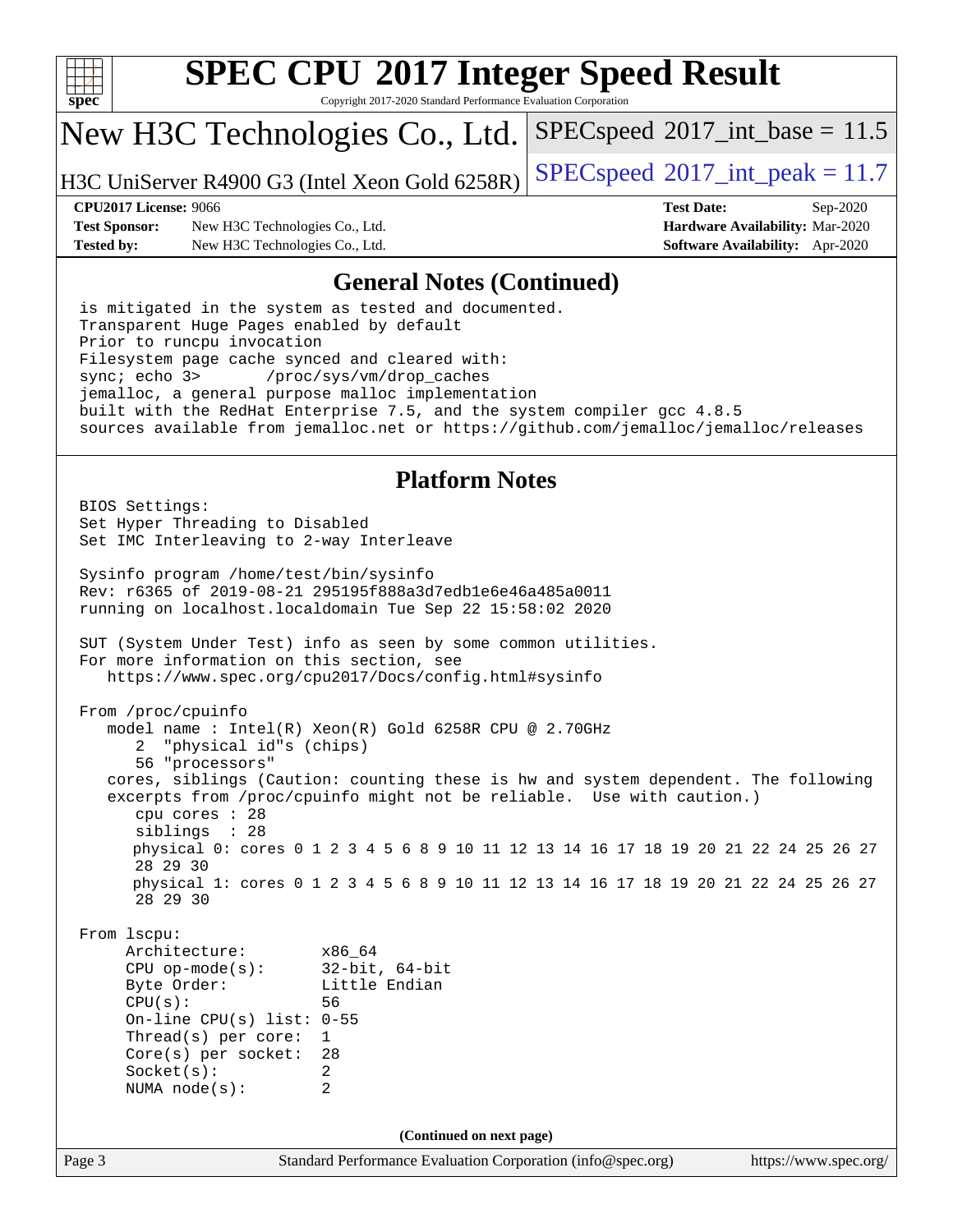# SPEC CPU 2017 Integer Speed Result

Copyright 2017-2020 Standard Performance Evaluation Corporation

## New H3C Technologies Co., Ltd.

H3C UniServer R4900 G3 (Intel Xeon Gold 6258R)

SPECspeed 2017_int_base = 11.5

SPECspeed 2017_int_peak = 11.7

**CPU2017 License:** 9066
**Test Sponsor:** New H3C Technologies Co., Ltd.
**Tested by:** New H3C Technologies Co., Ltd.

**Test Date:** Sep-2020
**Hardware Availability:** Mar-2020
**Software Availability:** Apr-2020

## General Notes (Continued)

```
is mitigated in the system as tested and documented.
Transparent Huge Pages enabled by default
Prior to runcpu invocation
Filesystem page cache synced and cleared with:
sync; echo 3>       /proc/sys/vm/drop_caches
jemalloc, a general purpose malloc implementation
built with the RedHat Enterprise 7.5, and the system compiler gcc 4.8.5
sources available from jemalloc.net or https://github.com/jemalloc/jemalloc/releases
```

## Platform Notes

```
BIOS Settings:
Set Hyper Threading to Disabled
Set IMC Interleaving to 2-way Interleave

Sysinfo program /home/test/bin/sysinfo
Rev: r6365 of 2019-08-21 295195f888a3d7edb1e6e46a485a0011
running on localhost.localdomain Tue Sep 22 15:58:02 2020

SUT (System Under Test) info as seen by some common utilities.
For more information on this section, see
   https://www.spec.org/cpu2017/Docs/config.html#sysinfo

From /proc/cpuinfo
   model name : Intel(R) Xeon(R) Gold 6258R CPU @ 2.70GHz
      2  "physical id"s (chips)
      56 "processors"
   cores, siblings (Caution: counting these is hw and system dependent. The following
   excerpts from /proc/cpuinfo might not be reliable.  Use with caution.)
      cpu cores : 28
      siblings  : 28
      physical 0: cores 0 1 2 3 4 5 6 8 9 10 11 12 13 14 16 17 18 19 20 21 22 24 25 26 27
      28 29 30
      physical 1: cores 0 1 2 3 4 5 6 8 9 10 11 12 13 14 16 17 18 19 20 21 22 24 25 26 27
      28 29 30

From lscpu:
     Architecture:        x86_64
     CPU op-mode(s):      32-bit, 64-bit
     Byte Order:          Little Endian
     CPU(s):              56
     On-line CPU(s) list: 0-55
     Thread(s) per core:  1
     Core(s) per socket:  28
     Socket(s):           2
     NUMA node(s):        2
```

(Continued on next page)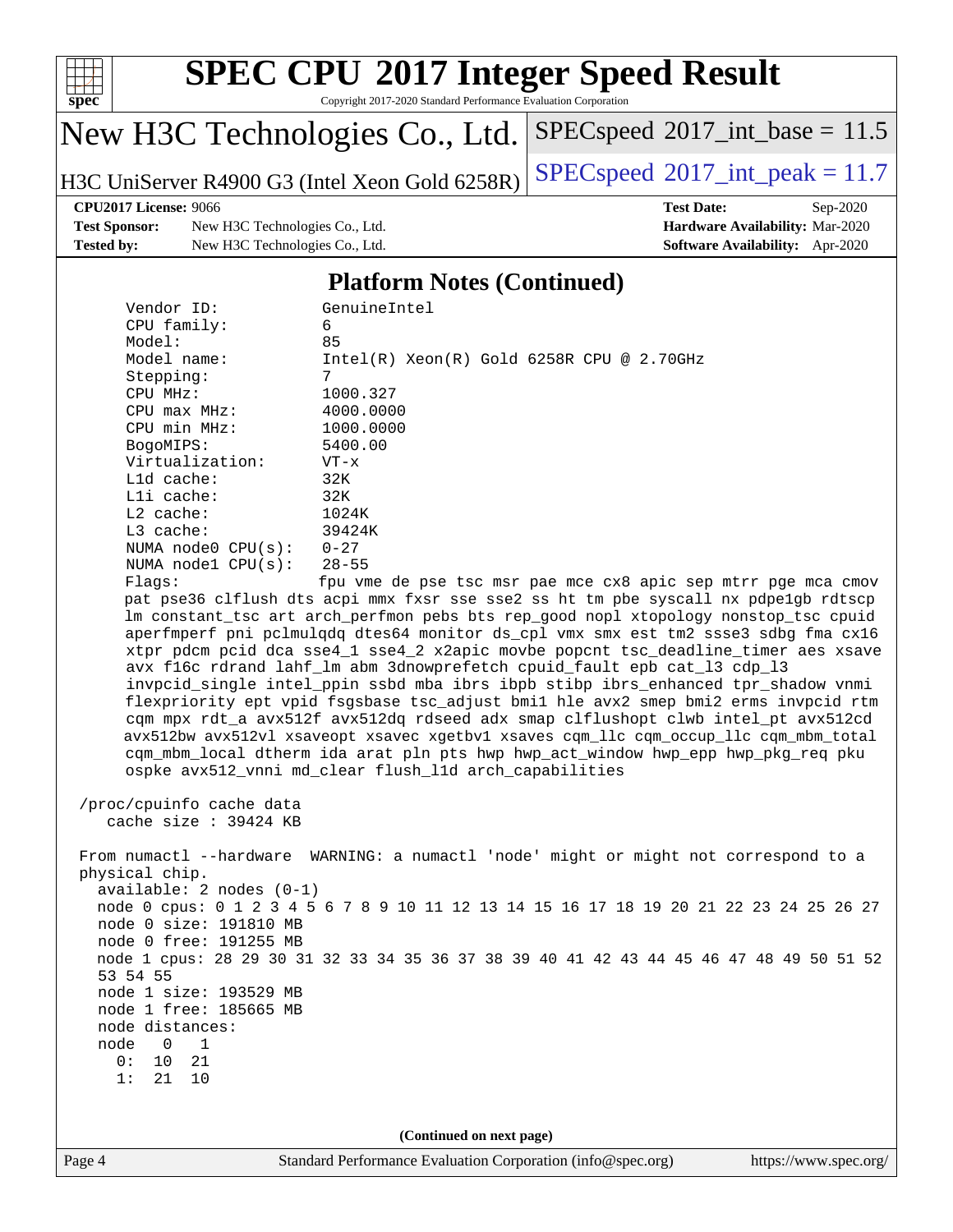## Platform Notes (Continued)

```
    Vendor ID:           GenuineIntel
    CPU family:          6
    Model:               85
    Model name:          Intel(R) Xeon(R) Gold 6258R CPU @ 2.70GHz
    Stepping:            7
    CPU MHz:             1000.327
    CPU max MHz:         4000.0000
    CPU min MHz:         1000.0000
    BogoMIPS:            5400.00
    Virtualization:      VT-x
    L1d cache:           32K
    L1i cache:           32K
    L2 cache:            1024K
    L3 cache:            39424K
    NUMA node0 CPU(s):   0-27
    NUMA node1 CPU(s):   28-55
    Flags:               fpu vme de pse tsc msr pae mce cx8 apic sep mtrr pge mca cmov
    pat pse36 clflush dts acpi mmx fxsr sse sse2 ss ht tm pbe syscall nx pdpe1gb rdtscp
    lm constant_tsc art arch_perfmon pebs bts rep_good nopl xtopology nonstop_tsc cpuid
    aperfmperf pni pclmulqdq dtes64 monitor ds_cpl vmx smx est tm2 ssse3 sdbg fma cx16
    xtpr pdcm pcid dca sse4_1 sse4_2 x2apic movbe popcnt tsc_deadline_timer aes xsave
    avx f16c rdrand lahf_lm abm 3dnowprefetch cpuid_fault epb cat_l3 cdp_l3
    invpcid_single intel_ppin ssbd mba ibrs ibpb stibp ibrs_enhanced tpr_shadow vnmi
    flexpriority ept vpid fsgsbase tsc_adjust bmi1 hle avx2 smep bmi2 erms invpcid rtm
    cqm mpx rdt_a avx512f avx512dq rdseed adx smap clflushopt clwb intel_pt avx512cd
    avx512bw avx512vl xsaveopt xsavec xgetbv1 xsaves cqm_llc cqm_occup_llc cqm_mbm_total
    cqm_mbm_local dtherm ida arat pln pts hwp hwp_act_window hwp_epp hwp_pkg_req pku
    ospke avx512_vnni md_clear flush_l1d arch_capabilities

 /proc/cpuinfo cache data
    cache size : 39424 KB

 From numactl --hardware  WARNING: a numactl 'node' might or might not correspond to a
 physical chip.
   available: 2 nodes (0-1)
   node 0 cpus: 0 1 2 3 4 5 6 7 8 9 10 11 12 13 14 15 16 17 18 19 20 21 22 23 24 25 26 27
   node 0 size: 191810 MB
   node 0 free: 191255 MB
   node 1 cpus: 28 29 30 31 32 33 34 35 36 37 38 39 40 41 42 43 44 45 46 47 48 49 50 51 52
   53 54 55
   node 1 size: 193529 MB
   node 1 free: 185665 MB
   node distances:
   node   0   1
     0:  10  21
     1:  21  10
```

(Continued on next page)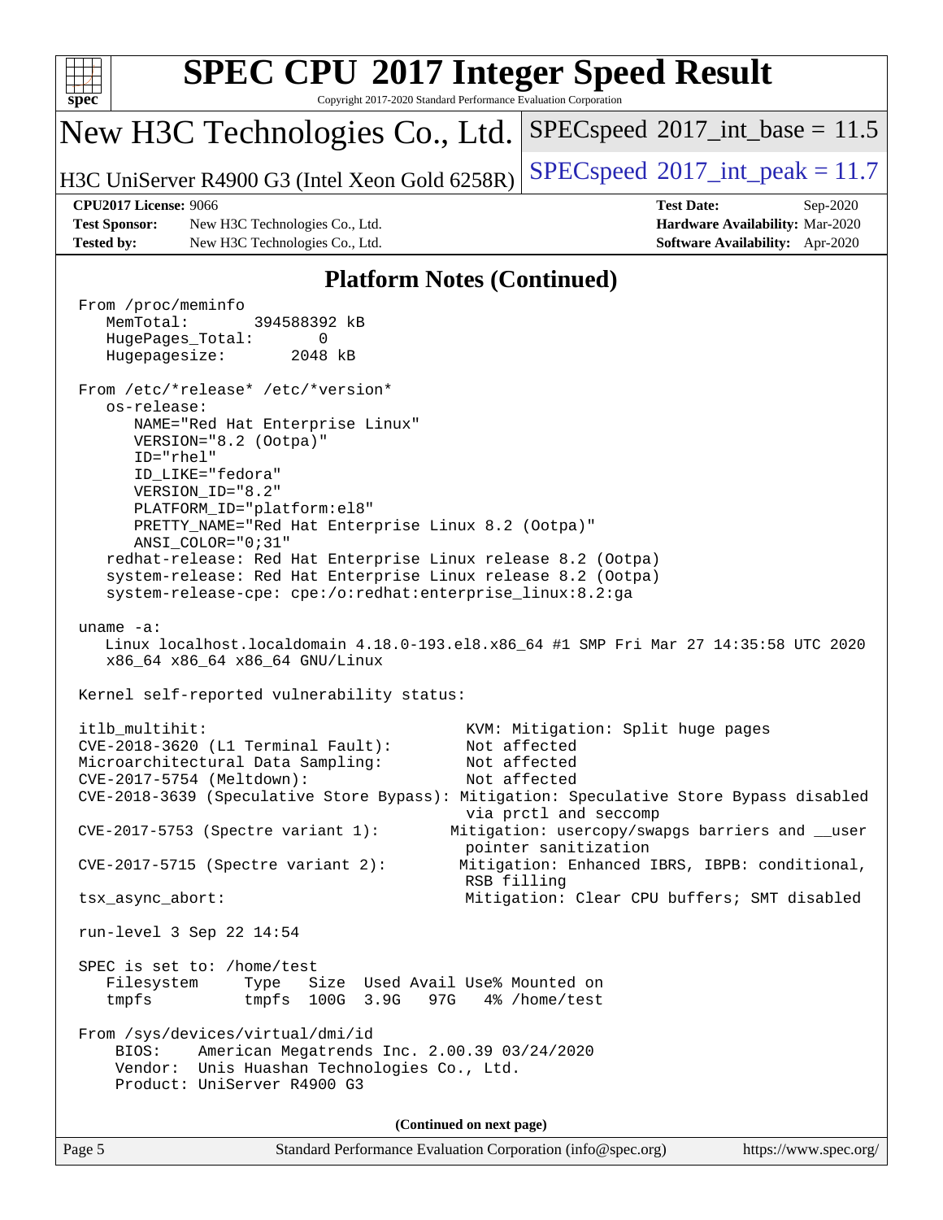## Platform Notes (Continued)

```
From /proc/meminfo
   MemTotal:       394588392 kB
   HugePages_Total:       0
   Hugepagesize:       2048 kB

From /etc/*release* /etc/*version*
   os-release:
      NAME="Red Hat Enterprise Linux"
      VERSION="8.2 (Ootpa)"
      ID="rhel"
      ID_LIKE="fedora"
      VERSION_ID="8.2"
      PLATFORM_ID="platform:el8"
      PRETTY_NAME="Red Hat Enterprise Linux 8.2 (Ootpa)"
      ANSI_COLOR="0;31"
   redhat-release: Red Hat Enterprise Linux release 8.2 (Ootpa)
   system-release: Red Hat Enterprise Linux release 8.2 (Ootpa)
   system-release-cpe: cpe:/o:redhat:enterprise_linux:8.2:ga

uname -a:
   Linux localhost.localdomain 4.18.0-193.el8.x86_64 #1 SMP Fri Mar 27 14:35:58 UTC 2020
   x86_64 x86_64 x86_64 GNU/Linux

Kernel self-reported vulnerability status:

itlb_multihit:                                      KVM: Mitigation: Split huge pages
CVE-2018-3620 (L1 Terminal Fault):                  Not affected
Microarchitectural Data Sampling:                   Not affected
CVE-2017-5754 (Meltdown):                           Not affected
CVE-2018-3639 (Speculative Store Bypass): Mitigation: Speculative Store Bypass disabled
                                                    via prctl and seccomp
CVE-2017-5753 (Spectre variant 1):                Mitigation: usercopy/swapgs barriers and __user
                                                    pointer sanitization
CVE-2017-5715 (Spectre variant 2):                 Mitigation: Enhanced IBRS, IBPB: conditional,
                                                    RSB filling
tsx_async_abort:                                    Mitigation: Clear CPU buffers; SMT disabled

run-level 3 Sep 22 14:54

SPEC is set to: /home/test
   Filesystem     Type   Size  Used Avail Use% Mounted on
   tmpfs          tmpfs  100G  3.9G   97G   4% /home/test

From /sys/devices/virtual/dmi/id
    BIOS:    American Megatrends Inc. 2.00.39 03/24/2020
    Vendor:  Unis Huashan Technologies Co., Ltd.
    Product: UniServer R4900 G3
```

(Continued on next page)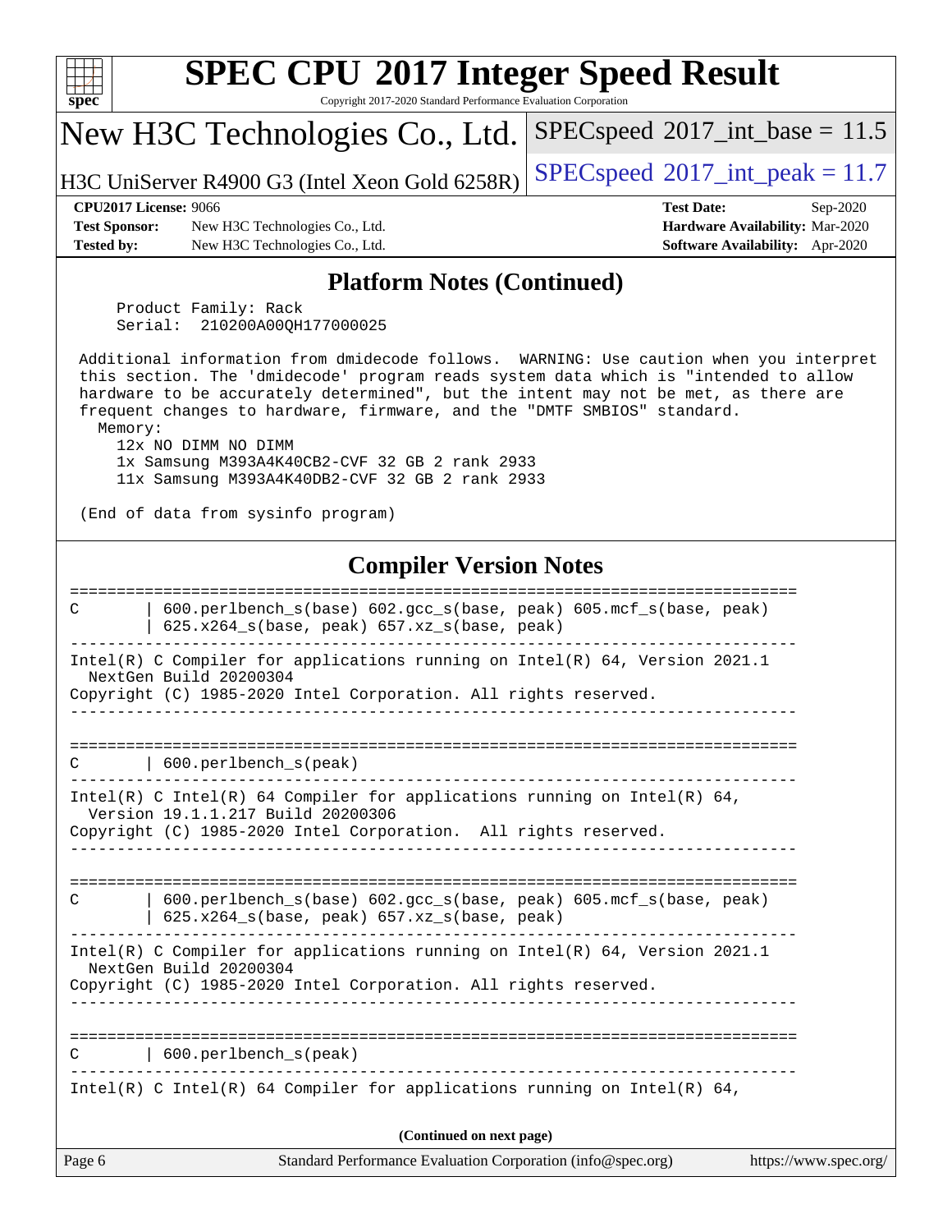# SPEC CPU 2017 Integer Speed Result

Copyright 2017-2020 Standard Performance Evaluation Corporation

## New H3C Technologies Co., Ltd.

H3C UniServer R4900 G3 (Intel Xeon Gold 6258R)

SPECspeed 2017_int_base = 11.5

SPECspeed 2017_int_peak = 11.7

**CPU2017 License:** 9066
**Test Sponsor:** New H3C Technologies Co., Ltd.
**Tested by:** New H3C Technologies Co., Ltd.

**Test Date:** Sep-2020
**Hardware Availability:** Mar-2020
**Software Availability:** Apr-2020

### Platform Notes (Continued)

```
     Product Family: Rack
     Serial:  210200A00QH177000025

 Additional information from dmidecode follows.  WARNING: Use caution when you interpret
 this section. The 'dmidecode' program reads system data which is "intended to allow
 hardware to be accurately determined", but the intent may not be met, as there are
 frequent changes to hardware, firmware, and the "DMTF SMBIOS" standard.
   Memory:
     12x NO DIMM NO DIMM
     1x Samsung M393A4K40CB2-CVF 32 GB 2 rank 2933
     11x Samsung M393A4K40DB2-CVF 32 GB 2 rank 2933

 (End of data from sysinfo program)
```

### Compiler Version Notes

```
==============================================================================
C       | 600.perlbench_s(base) 602.gcc_s(base, peak) 605.mcf_s(base, peak)
        | 625.x264_s(base, peak) 657.xz_s(base, peak)
------------------------------------------------------------------------------
Intel(R) C Compiler for applications running on Intel(R) 64, Version 2021.1
  NextGen Build 20200304
Copyright (C) 1985-2020 Intel Corporation. All rights reserved.
------------------------------------------------------------------------------

==============================================================================
C       | 600.perlbench_s(peak)
------------------------------------------------------------------------------
Intel(R) C Intel(R) 64 Compiler for applications running on Intel(R) 64,
  Version 19.1.1.217 Build 20200306
Copyright (C) 1985-2020 Intel Corporation.  All rights reserved.
------------------------------------------------------------------------------

==============================================================================
C       | 600.perlbench_s(base) 602.gcc_s(base, peak) 605.mcf_s(base, peak)
        | 625.x264_s(base, peak) 657.xz_s(base, peak)
------------------------------------------------------------------------------
Intel(R) C Compiler for applications running on Intel(R) 64, Version 2021.1
  NextGen Build 20200304
Copyright (C) 1985-2020 Intel Corporation. All rights reserved.
------------------------------------------------------------------------------

==============================================================================
C       | 600.perlbench_s(peak)
------------------------------------------------------------------------------
Intel(R) C Intel(R) 64 Compiler for applications running on Intel(R) 64,
```

(Continued on next page)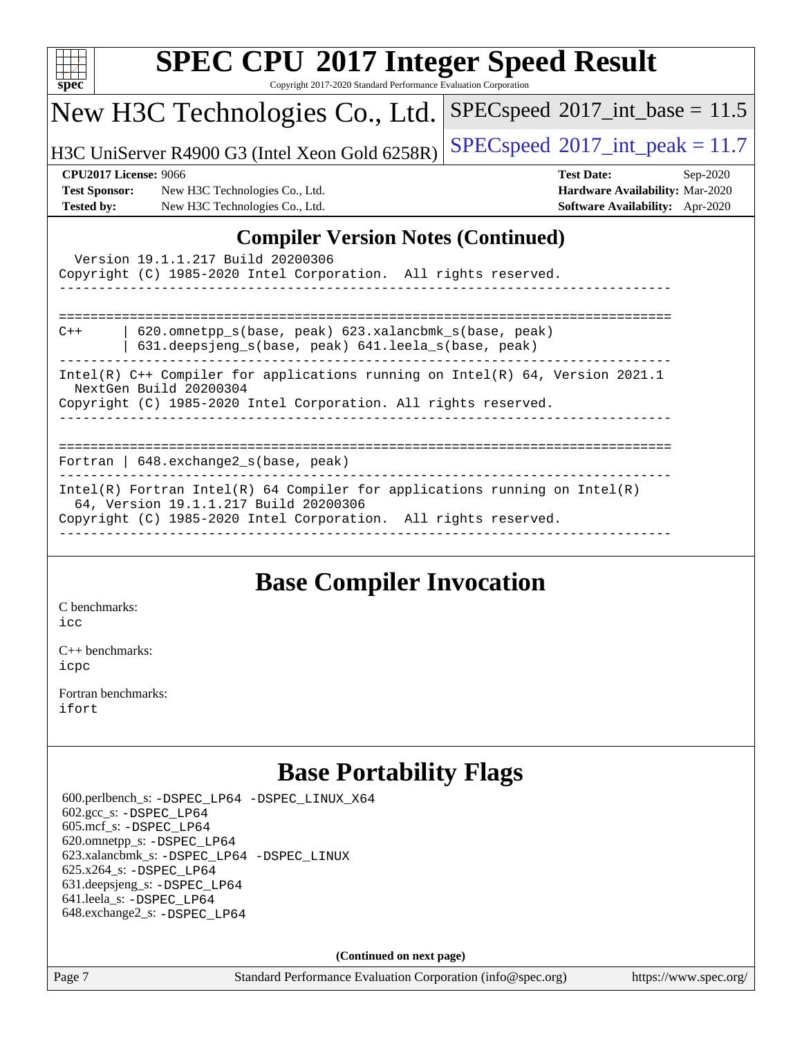# SPEC CPU 2017 Integer Speed Result

Copyright 2017-2020 Standard Performance Evaluation Corporation

## New H3C Technologies Co., Ltd.

H3C UniServer R4900 G3 (Intel Xeon Gold 6258R)

SPECspeed 2017_int_base = 11.5

SPECspeed 2017_int_peak = 11.7

**CPU2017 License:** 9066
**Test Sponsor:** New H3C Technologies Co., Ltd.
**Tested by:** New H3C Technologies Co., Ltd.

**Test Date:** Sep-2020
**Hardware Availability:** Mar-2020
**Software Availability:** Apr-2020

## Compiler Version Notes (Continued)

```
  Version 19.1.1.217 Build 20200306
Copyright (C) 1985-2020 Intel Corporation.  All rights reserved.
------------------------------------------------------------------------------


==============================================================================
C++      | 620.omnetpp_s(base, peak) 623.xalancbmk_s(base, peak)
         | 631.deepsjeng_s(base, peak) 641.leela_s(base, peak)
------------------------------------------------------------------------------
Intel(R) C++ Compiler for applications running on Intel(R) 64, Version 2021.1
  NextGen Build 20200304
Copyright (C) 1985-2020 Intel Corporation. All rights reserved.
------------------------------------------------------------------------------


==============================================================================
Fortran | 648.exchange2_s(base, peak)
------------------------------------------------------------------------------
Intel(R) Fortran Intel(R) 64 Compiler for applications running on Intel(R)
  64, Version 19.1.1.217 Build 20200306
Copyright (C) 1985-2020 Intel Corporation.  All rights reserved.
------------------------------------------------------------------------------
```

## Base Compiler Invocation

C benchmarks:
icc

C++ benchmarks:
icpc

Fortran benchmarks:
ifort

## Base Portability Flags

600.perlbench_s: -DSPEC_LP64 -DSPEC_LINUX_X64
602.gcc_s: -DSPEC_LP64
605.mcf_s: -DSPEC_LP64
620.omnetpp_s: -DSPEC_LP64
623.xalancbmk_s: -DSPEC_LP64 -DSPEC_LINUX
625.x264_s: -DSPEC_LP64
631.deepsjeng_s: -DSPEC_LP64
641.leela_s: -DSPEC_LP64
648.exchange2_s: -DSPEC_LP64

**(Continued on next page)**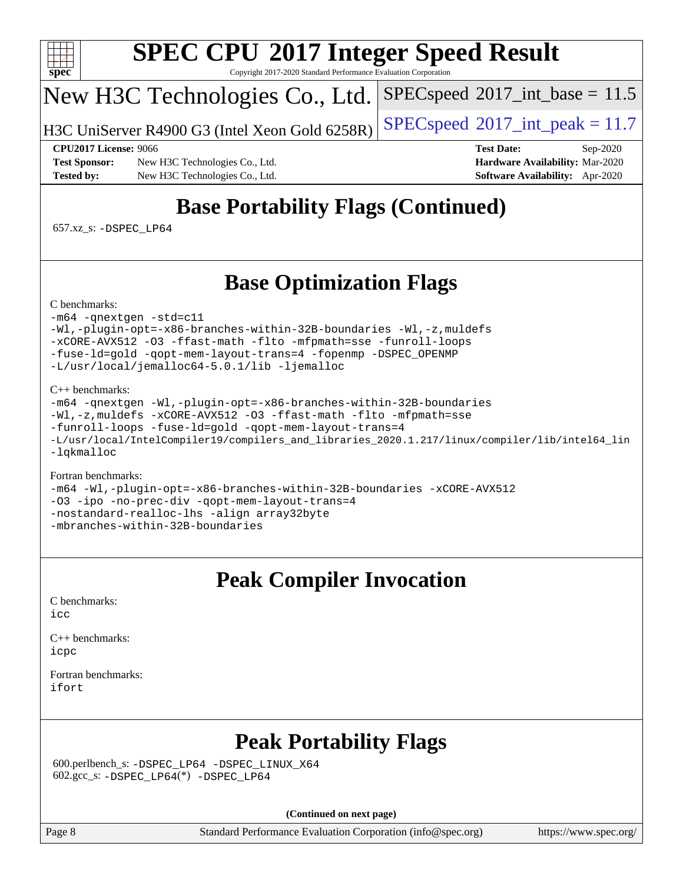# Base Portability Flags (Continued)

657.xz_s: -DSPEC_LP64

# Base Optimization Flags

C benchmarks:

```
-m64 -qnextgen -std=c11
-Wl,-plugin-opt=-x86-branches-within-32B-boundaries -Wl,-z,muldefs
-xCORE-AVX512 -O3 -ffast-math -flto -mfpmath=sse -funroll-loops
-fuse-ld=gold -qopt-mem-layout-trans=4 -fopenmp -DSPEC_OPENMP
-L/usr/local/jemalloc64-5.0.1/lib -ljemalloc
```

C++ benchmarks:

```
-m64 -qnextgen -Wl,-plugin-opt=-x86-branches-within-32B-boundaries
-Wl,-z,muldefs -xCORE-AVX512 -O3 -ffast-math -flto -mfpmath=sse
-funroll-loops -fuse-ld=gold -qopt-mem-layout-trans=4
-L/usr/local/IntelCompiler19/compilers_and_libraries_2020.1.217/linux/compiler/lib/intel64_lin
-lqkmalloc
```

Fortran benchmarks:

```
-m64 -Wl,-plugin-opt=-x86-branches-within-32B-boundaries -xCORE-AVX512
-O3 -ipo -no-prec-div -qopt-mem-layout-trans=4
-nostandard-realloc-lhs -align array32byte
-mbranches-within-32B-boundaries
```

# Peak Compiler Invocation

C benchmarks:
icc

C++ benchmarks:
icpc

Fortran benchmarks:
ifort

# Peak Portability Flags

600.perlbench_s: -DSPEC_LP64 -DSPEC_LINUX_X64
602.gcc_s: -DSPEC_LP64(*) -DSPEC_LP64

**(Continued on next page)**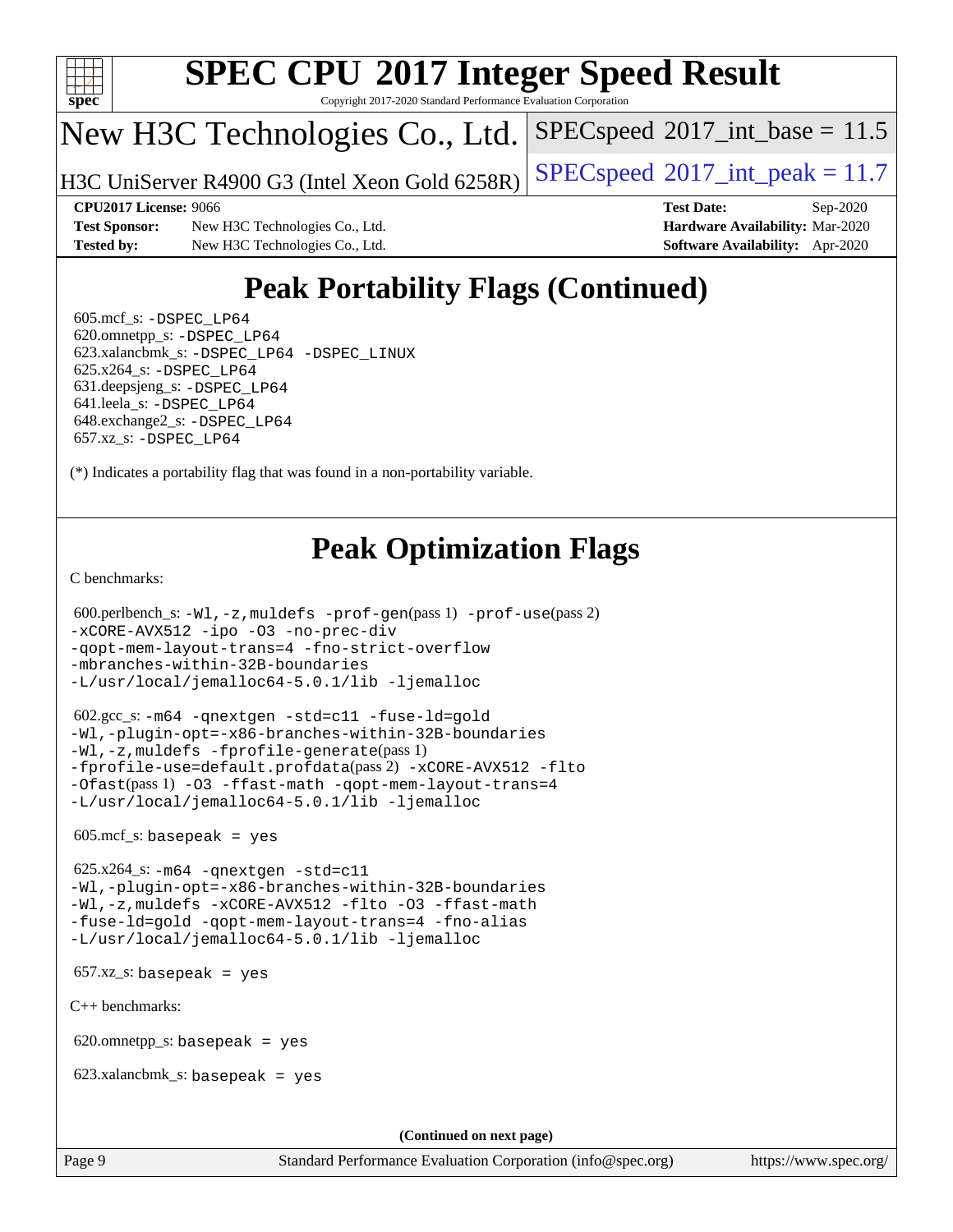# Peak Portability Flags (Continued)

605.mcf_s: -DSPEC_LP64
620.omnetpp_s: -DSPEC_LP64
623.xalancbmk_s: -DSPEC_LP64 -DSPEC_LINUX
625.x264_s: -DSPEC_LP64
631.deepsjeng_s: -DSPEC_LP64
641.leela_s: -DSPEC_LP64
648.exchange2_s: -DSPEC_LP64
657.xz_s: -DSPEC_LP64

(*) Indicates a portability flag that was found in a non-portability variable.

# Peak Optimization Flags

C benchmarks:

600.perlbench_s: -Wl,-z,muldefs -prof-gen(pass 1) -prof-use(pass 2) -xCORE-AVX512 -ipo -O3 -no-prec-div -qopt-mem-layout-trans=4 -fno-strict-overflow -mbranches-within-32B-boundaries -L/usr/local/jemalloc64-5.0.1/lib -ljemalloc

602.gcc_s: -m64 -qnextgen -std=c11 -fuse-ld=gold -Wl,-plugin-opt=-x86-branches-within-32B-boundaries -Wl,-z,muldefs -fprofile-generate(pass 1) -fprofile-use=default.profdata(pass 2) -xCORE-AVX512 -flto -Ofast(pass 1) -O3 -ffast-math -qopt-mem-layout-trans=4 -L/usr/local/jemalloc64-5.0.1/lib -ljemalloc

605.mcf_s: basepeak = yes

625.x264_s: -m64 -qnextgen -std=c11 -Wl,-plugin-opt=-x86-branches-within-32B-boundaries -Wl,-z,muldefs -xCORE-AVX512 -flto -O3 -ffast-math -fuse-ld=gold -qopt-mem-layout-trans=4 -fno-alias -L/usr/local/jemalloc64-5.0.1/lib -ljemalloc

657.xz_s: basepeak = yes

C++ benchmarks:

620.omnetpp_s: basepeak = yes

623.xalancbmk_s: basepeak = yes

**(Continued on next page)**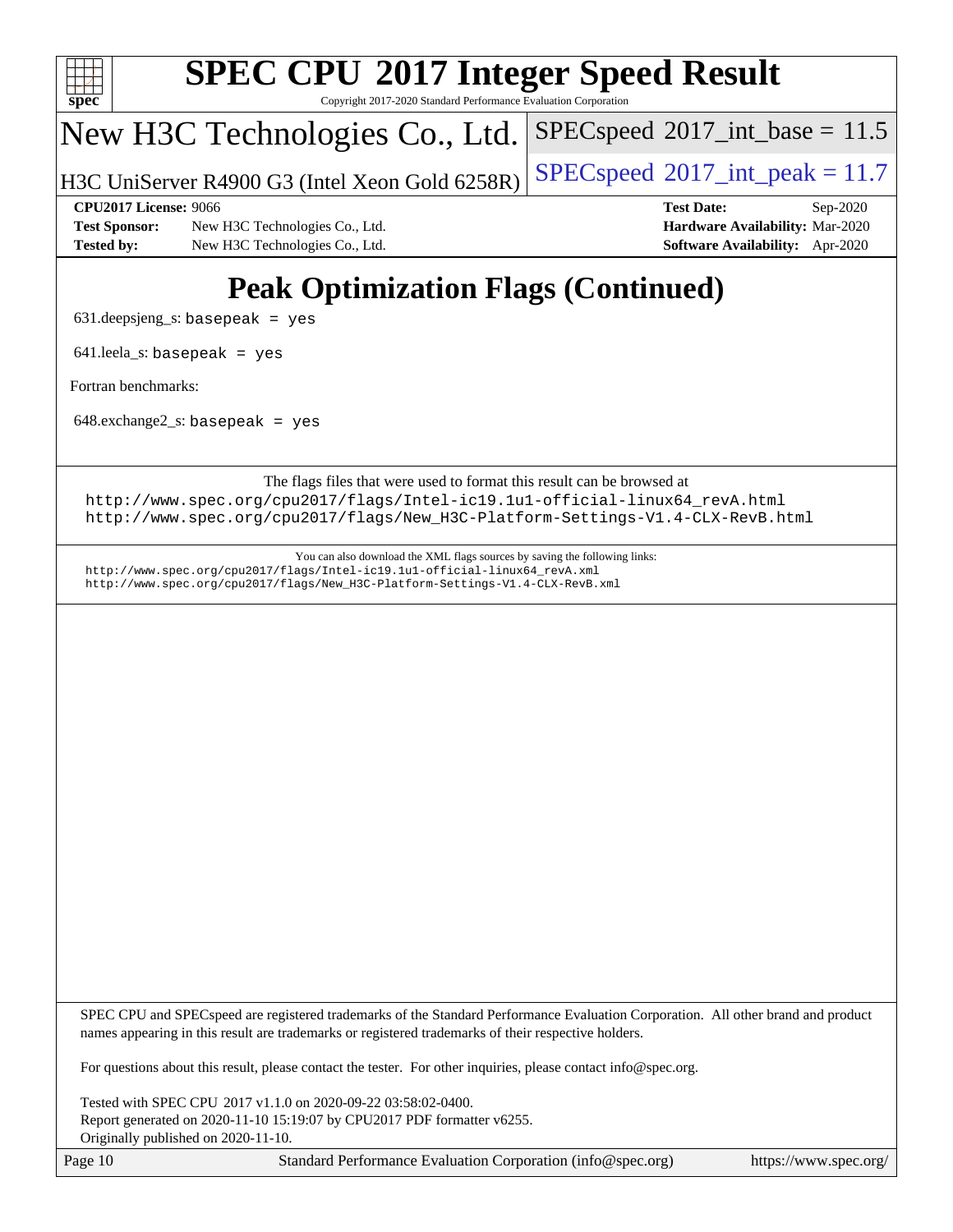# Peak Optimization Flags (Continued)

631.deepsjeng_s: basepeak = yes

641.leela_s: basepeak = yes

Fortran benchmarks:

648.exchange2_s: basepeak = yes

The flags files that were used to format this result can be browsed at

http://www.spec.org/cpu2017/flags/Intel-ic19.1u1-official-linux64_revA.html
http://www.spec.org/cpu2017/flags/New_H3C-Platform-Settings-V1.4-CLX-RevB.html

You can also download the XML flags sources by saving the following links:

http://www.spec.org/cpu2017/flags/Intel-ic19.1u1-official-linux64_revA.xml
http://www.spec.org/cpu2017/flags/New_H3C-Platform-Settings-V1.4-CLX-RevB.xml

SPEC CPU and SPECspeed are registered trademarks of the Standard Performance Evaluation Corporation. All other brand and product names appearing in this result are trademarks or registered trademarks of their respective holders.

For questions about this result, please contact the tester. For other inquiries, please contact info@spec.org.

Tested with SPEC CPU 2017 v1.1.0 on 2020-09-22 03:58:02-0400.
Report generated on 2020-11-10 15:19:07 by CPU2017 PDF formatter v6255.
Originally published on 2020-11-10.